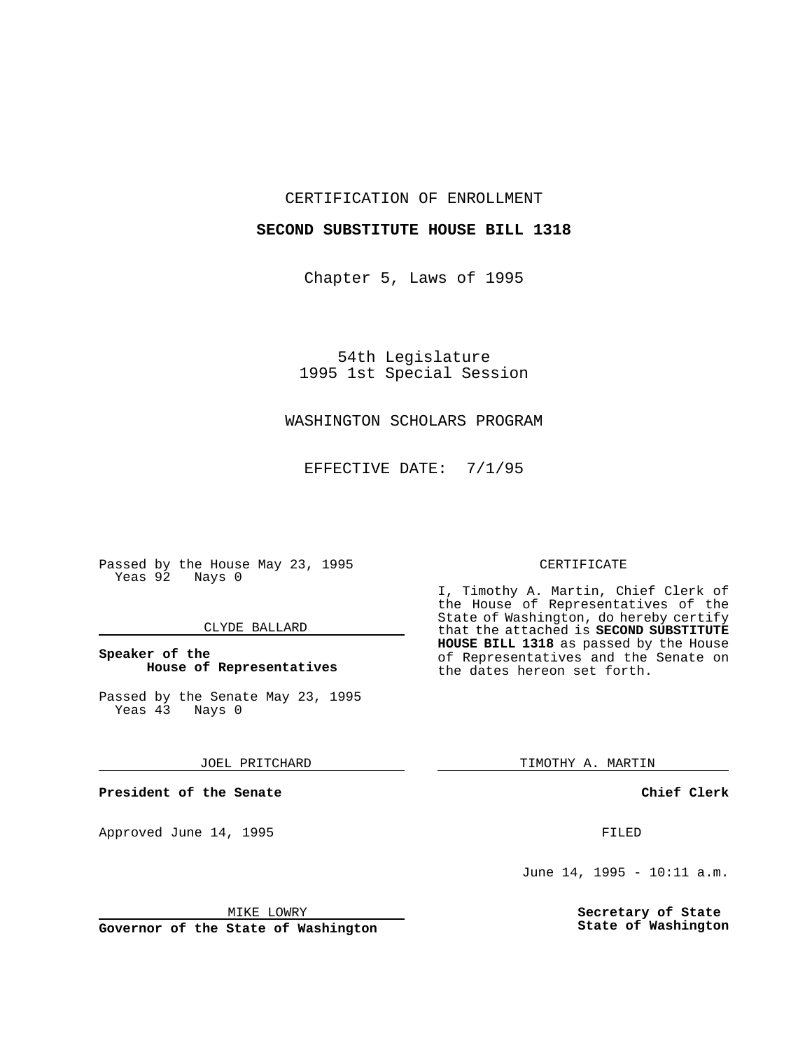CERTIFICATION OF ENROLLMENT

**SECOND SUBSTITUTE HOUSE BILL 1318**

Chapter 5, Laws of 1995

54th Legislature
1995 1st Special Session

WASHINGTON SCHOLARS PROGRAM

EFFECTIVE DATE: 7/1/95

Passed by the House May 23, 1995
Yeas 92 Nays 0

CLYDE BALLARD

**Speaker of the House of Representatives**

Passed by the Senate May 23, 1995
Yeas 43 Nays 0

JOEL PRITCHARD

**President of the Senate**

Approved June 14, 1995

MIKE LOWRY

**Governor of the State of Washington**

CERTIFICATE

I, Timothy A. Martin, Chief Clerk of the House of Representatives of the State of Washington, do hereby certify that the attached is **SECOND SUBSTITUTE HOUSE BILL 1318** as passed by the House of Representatives and the Senate on the dates hereon set forth.

TIMOTHY A. MARTIN

**Chief Clerk**

FILED

June 14, 1995 - 10:11 a.m.

**Secretary of State
State of Washington**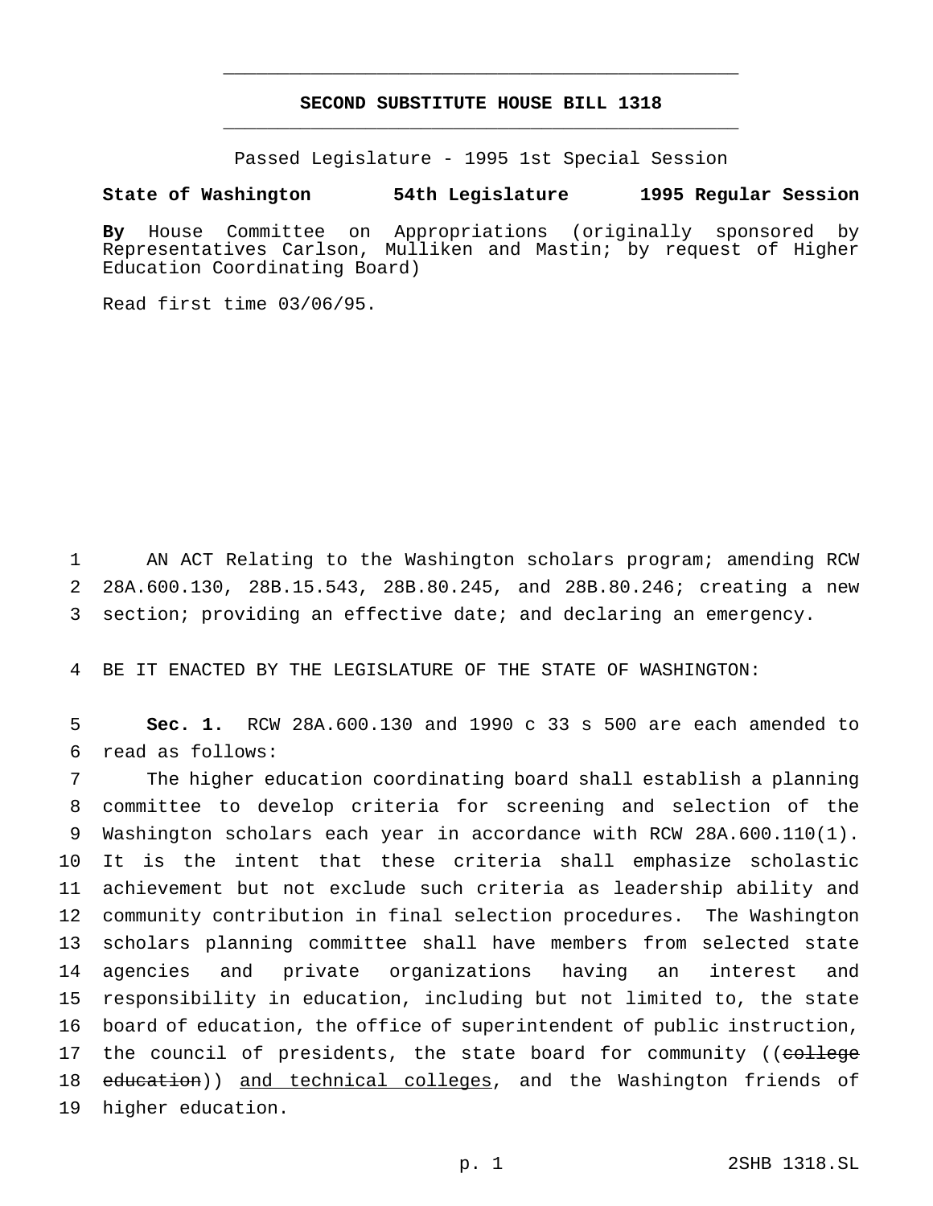# SECOND SUBSTITUTE HOUSE BILL 1318

Passed Legislature - 1995 1st Special Session

**State of Washington 54th Legislature 1995 Regular Session**

**By** House Committee on Appropriations (originally sponsored by Representatives Carlson, Mulliken and Mastin; by request of Higher Education Coordinating Board)

Read first time 03/06/95.

AN ACT Relating to the Washington scholars program; amending RCW 28A.600.130, 28B.15.543, 28B.80.245, and 28B.80.246; creating a new section; providing an effective date; and declaring an emergency.

BE IT ENACTED BY THE LEGISLATURE OF THE STATE OF WASHINGTON:

**Sec. 1.** RCW 28A.600.130 and 1990 c 33 s 500 are each amended to read as follows:

The higher education coordinating board shall establish a planning committee to develop criteria for screening and selection of the Washington scholars each year in accordance with RCW 28A.600.110(1). It is the intent that these criteria shall emphasize scholastic achievement but not exclude such criteria as leadership ability and community contribution in final selection procedures. The Washington scholars planning committee shall have members from selected state agencies and private organizations having an interest and responsibility in education, including but not limited to, the state board of education, the office of superintendent of public instruction, the council of presidents, the state board for community ((~~college education~~)) <u>and technical colleges</u>, and the Washington friends of higher education.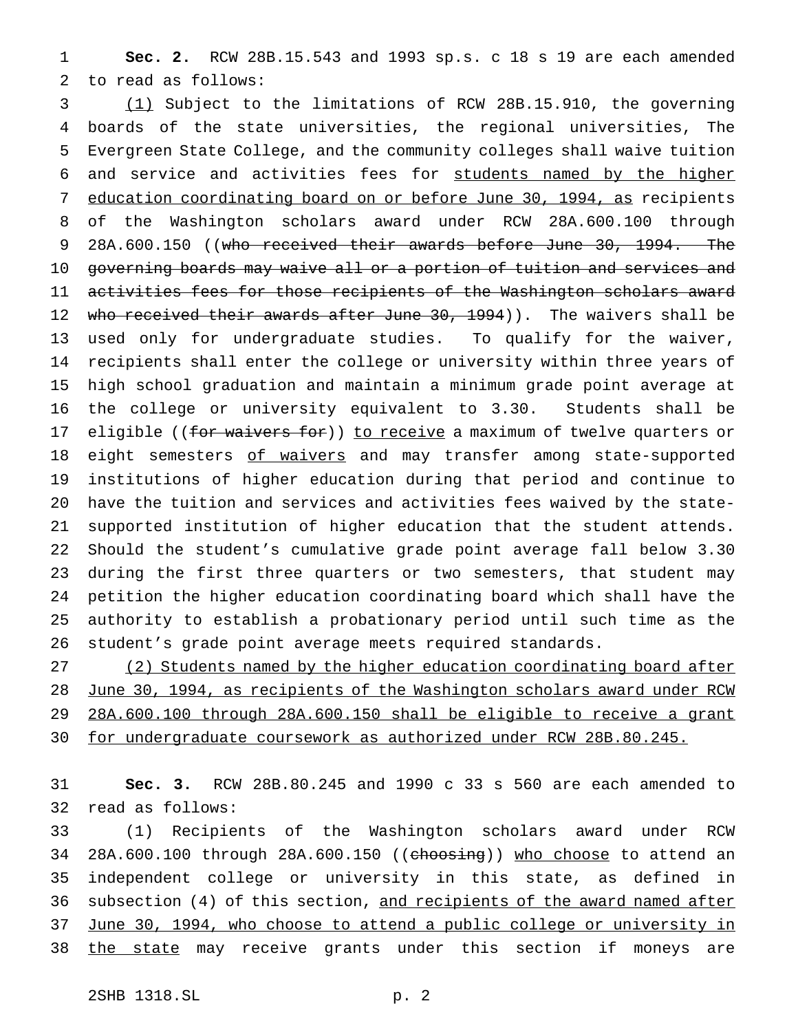**Sec. 2.** RCW 28B.15.543 and 1993 sp.s. c 18 s 19 are each amended to read as follows:

(1) Subject to the limitations of RCW 28B.15.910, the governing boards of the state universities, the regional universities, The Evergreen State College, and the community colleges shall waive tuition and service and activities fees for students named by the higher education coordinating board on or before June 30, 1994, as recipients of the Washington scholars award under RCW 28A.600.100 through 28A.600.150 ((~~who received their awards before June 30, 1994. The governing boards may waive all or a portion of tuition and services and activities fees for those recipients of the Washington scholars award who received their awards after June 30, 1994~~)). The waivers shall be used only for undergraduate studies. To qualify for the waiver, recipients shall enter the college or university within three years of high school graduation and maintain a minimum grade point average at the college or university equivalent to 3.30. Students shall be eligible ((~~for waivers for~~)) to receive a maximum of twelve quarters or eight semesters of waivers and may transfer among state-supported institutions of higher education during that period and continue to have the tuition and services and activities fees waived by the state-supported institution of higher education that the student attends. Should the student's cumulative grade point average fall below 3.30 during the first three quarters or two semesters, that student may petition the higher education coordinating board which shall have the authority to establish a probationary period until such time as the student's grade point average meets required standards.

(2) Students named by the higher education coordinating board after June 30, 1994, as recipients of the Washington scholars award under RCW 28A.600.100 through 28A.600.150 shall be eligible to receive a grant for undergraduate coursework as authorized under RCW 28B.80.245.

**Sec. 3.** RCW 28B.80.245 and 1990 c 33 s 560 are each amended to read as follows:

(1) Recipients of the Washington scholars award under RCW 28A.600.100 through 28A.600.150 ((~~choosing~~)) who choose to attend an independent college or university in this state, as defined in subsection (4) of this section, and recipients of the award named after June 30, 1994, who choose to attend a public college or university in the state may receive grants under this section if moneys are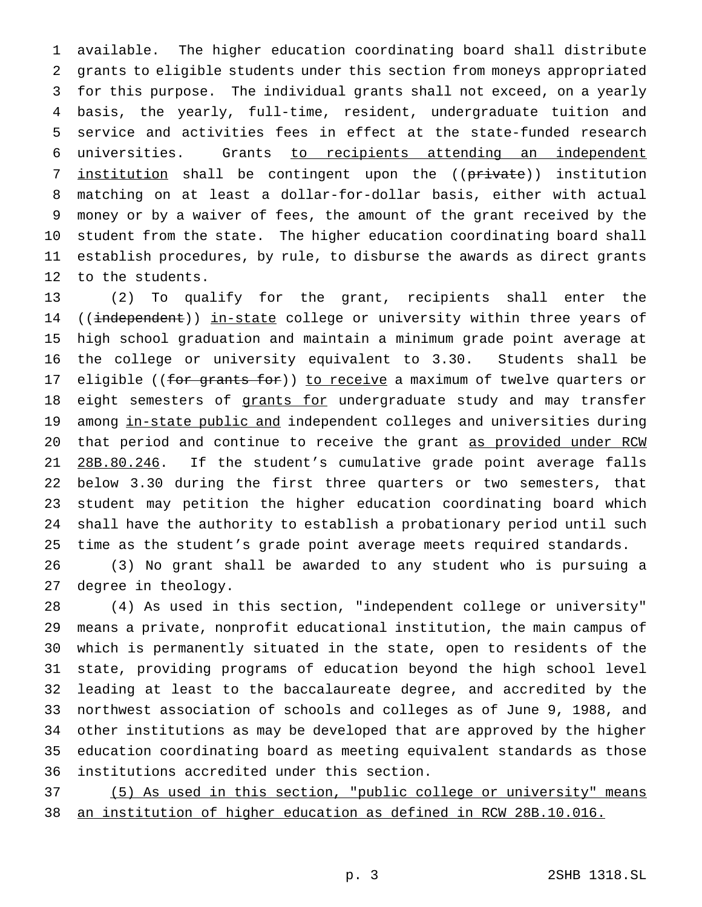available. The higher education coordinating board shall distribute grants to eligible students under this section from moneys appropriated for this purpose. The individual grants shall not exceed, on a yearly basis, the yearly, full-time, resident, undergraduate tuition and service and activities fees in effect at the state-funded research universities. Grants <u>to recipients attending an independent institution</u> shall be contingent upon the ((~~private~~)) institution matching on at least a dollar-for-dollar basis, either with actual money or by a waiver of fees, the amount of the grant received by the student from the state. The higher education coordinating board shall establish procedures, by rule, to disburse the awards as direct grants to the students.

(2) To qualify for the grant, recipients shall enter the ((~~independent~~)) <u>in-state</u> college or university within three years of high school graduation and maintain a minimum grade point average at the college or university equivalent to 3.30. Students shall be eligible ((~~for grants for~~)) <u>to receive</u> a maximum of twelve quarters or eight semesters of <u>grants for</u> undergraduate study and may transfer among <u>in-state public and</u> independent colleges and universities during that period and continue to receive the grant <u>as provided under RCW 28B.80.246</u>. If the student's cumulative grade point average falls below 3.30 during the first three quarters or two semesters, that student may petition the higher education coordinating board which shall have the authority to establish a probationary period until such time as the student's grade point average meets required standards.

(3) No grant shall be awarded to any student who is pursuing a degree in theology.

(4) As used in this section, "independent college or university" means a private, nonprofit educational institution, the main campus of which is permanently situated in the state, open to residents of the state, providing programs of education beyond the high school level leading at least to the baccalaureate degree, and accredited by the northwest association of schools and colleges as of June 9, 1988, and other institutions as may be developed that are approved by the higher education coordinating board as meeting equivalent standards as those institutions accredited under this section.

<u>(5) As used in this section, "public college or university" means an institution of higher education as defined in RCW 28B.10.016.</u>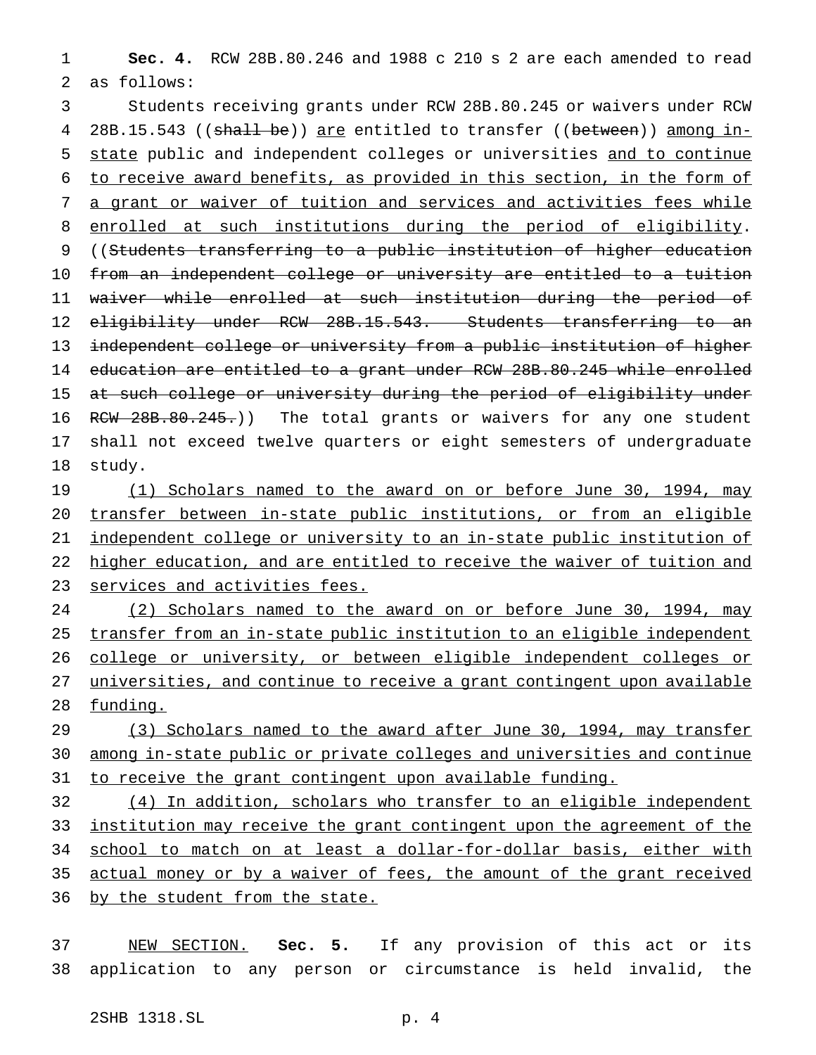**Sec. 4.** RCW 28B.80.246 and 1988 c 210 s 2 are each amended to read as follows:

Students receiving grants under RCW 28B.80.245 or waivers under RCW 28B.15.543 ((~~shall be~~)) <u>are</u> entitled to transfer ((~~between~~)) <u>among in-state</u> public and independent colleges or universities <u>and to continue to receive award benefits, as provided in this section, in the form of a grant or waiver of tuition and services and activities fees while enrolled at such institutions during the period of eligibility</u>. ((~~Students transferring to a public institution of higher education from an independent college or university are entitled to a tuition waiver while enrolled at such institution during the period of eligibility under RCW 28B.15.543. Students transferring to an independent college or university from a public institution of higher education are entitled to a grant under RCW 28B.80.245 while enrolled at such college or university during the period of eligibility under RCW 28B.80.245.~~)) The total grants or waivers for any one student shall not exceed twelve quarters or eight semesters of undergraduate study.

<u>(1) Scholars named to the award on or before June 30, 1994, may transfer between in-state public institutions, or from an eligible independent college or university to an in-state public institution of higher education, and are entitled to receive the waiver of tuition and services and activities fees.</u>

<u>(2) Scholars named to the award on or before June 30, 1994, may transfer from an in-state public institution to an eligible independent college or university, or between eligible independent colleges or universities, and continue to receive a grant contingent upon available funding.</u>

<u>(3) Scholars named to the award after June 30, 1994, may transfer among in-state public or private colleges and universities and continue to receive the grant contingent upon available funding.</u>

<u>(4) In addition, scholars who transfer to an eligible independent institution may receive the grant contingent upon the agreement of the school to match on at least a dollar-for-dollar basis, either with actual money or by a waiver of fees, the amount of the grant received by the student from the state.</u>

<u>NEW SECTION.</u> **Sec. 5.** If any provision of this act or its application to any person or circumstance is held invalid, the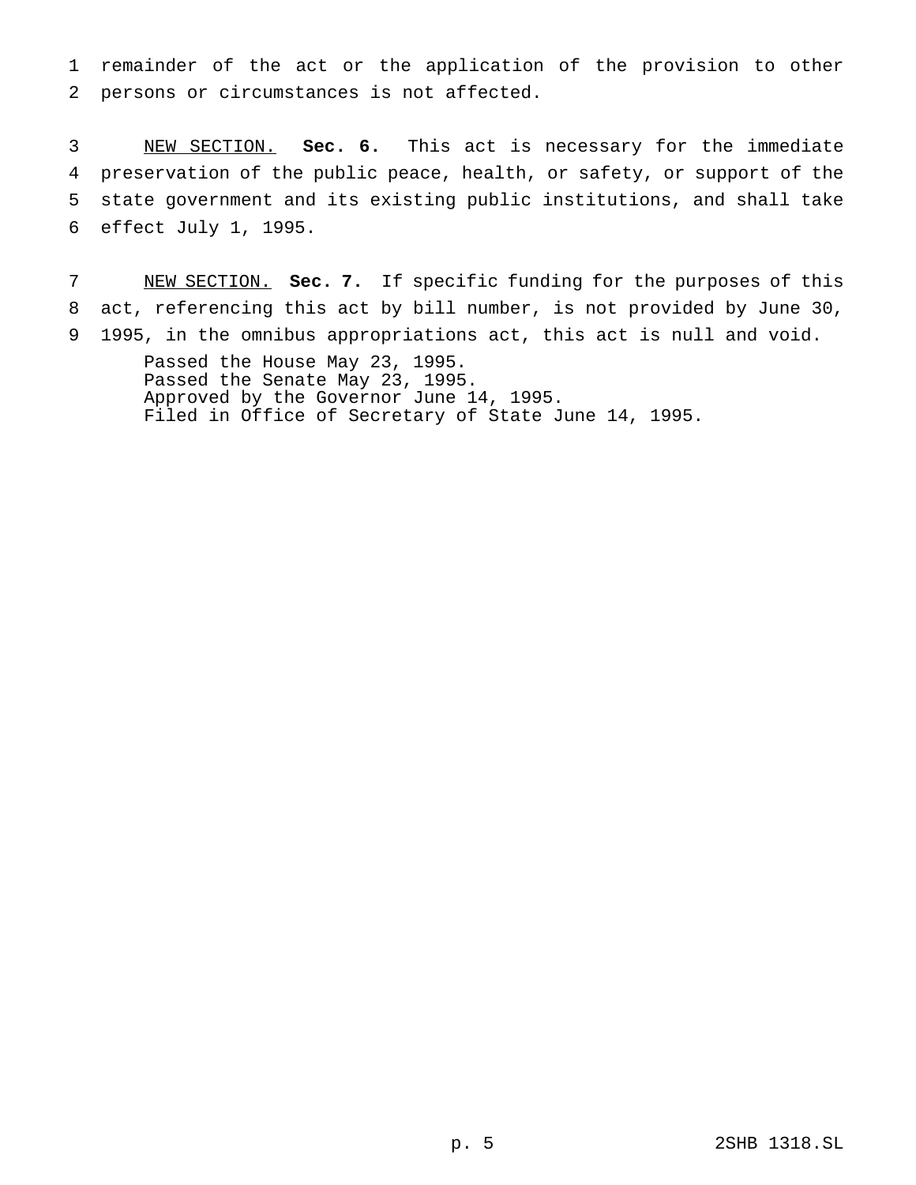remainder of the act or the application of the provision to other persons or circumstances is not affected.

NEW SECTION. **Sec. 6.** This act is necessary for the immediate preservation of the public peace, health, or safety, or support of the state government and its existing public institutions, and shall take effect July 1, 1995.

NEW SECTION. **Sec. 7.** If specific funding for the purposes of this act, referencing this act by bill number, is not provided by June 30, 1995, in the omnibus appropriations act, this act is null and void.

Passed the House May 23, 1995.
Passed the Senate May 23, 1995.
Approved by the Governor June 14, 1995.
Filed in Office of Secretary of State June 14, 1995.